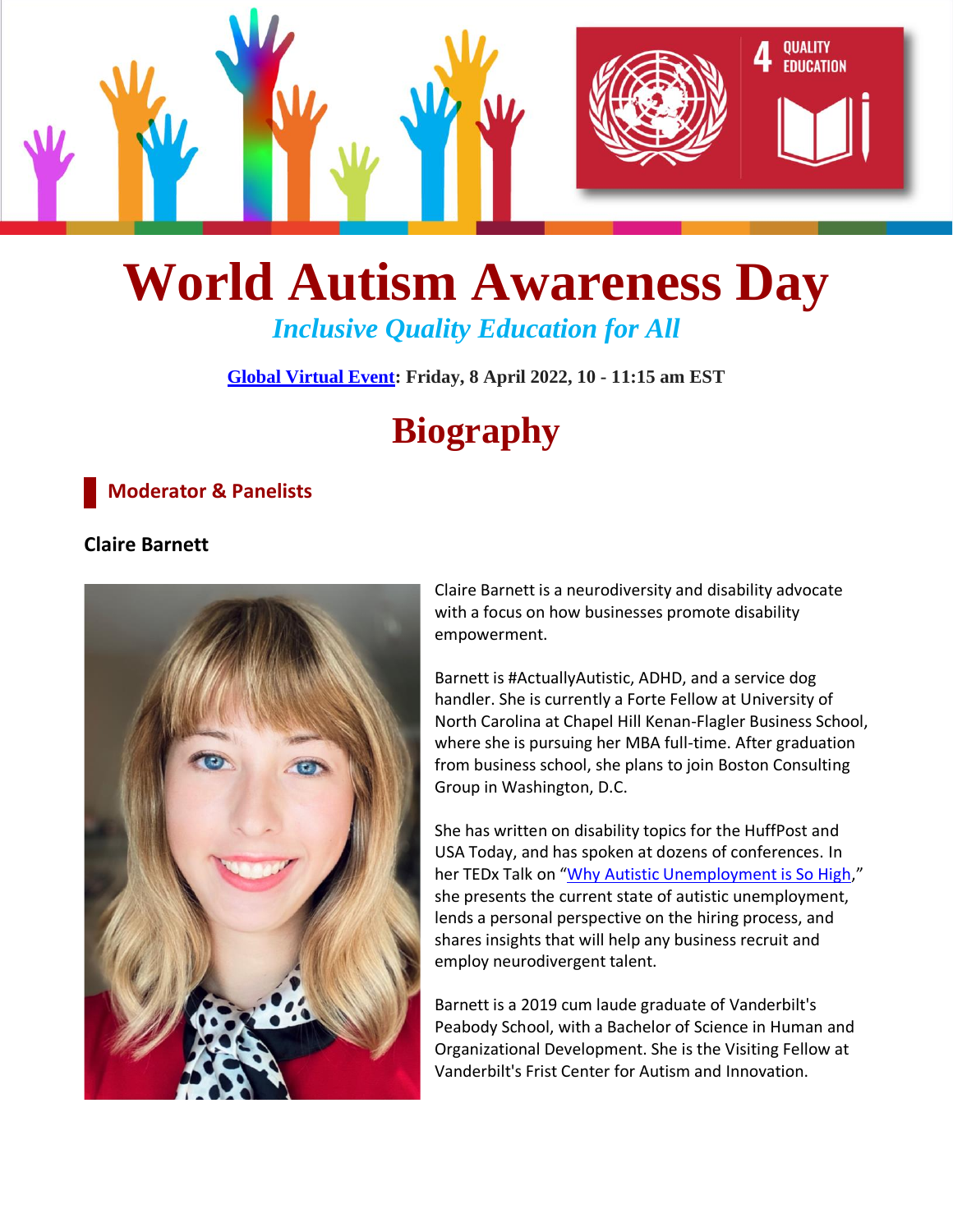# World Autism Awareness Day

*Inclusive Quality Education for All*

**Global Virtual Event: Friday, 8 April 2022, 10 - 11:15 am EST**

# Biography

## Moderator & Panelists

### Claire Barnett

Claire Barnett is a neurodiversity and disability advocate with a focus on how businesses promote disability empowerment.

Barnett is #ActuallyAutistic, ADHD, and a service dog handler. She is currently a Forte Fellow at University of North Carolina at Chapel Hill Kenan-Flagler Business School, where she is pursuing her MBA full-time. After graduation from business school, she plans to join Boston Consulting Group in Washington, D.C.

She has written on disability topics for the HuffPost and USA Today, and has spoken at dozens of conferences. In her TEDx Talk on "Why Autistic Unemployment is So High," she presents the current state of autistic unemployment, lends a personal perspective on the hiring process, and shares insights that will help any business recruit and employ neurodivergent talent.

Barnett is a 2019 cum laude graduate of Vanderbilt's Peabody School, with a Bachelor of Science in Human and Organizational Development. She is the Visiting Fellow at Vanderbilt's Frist Center for Autism and Innovation.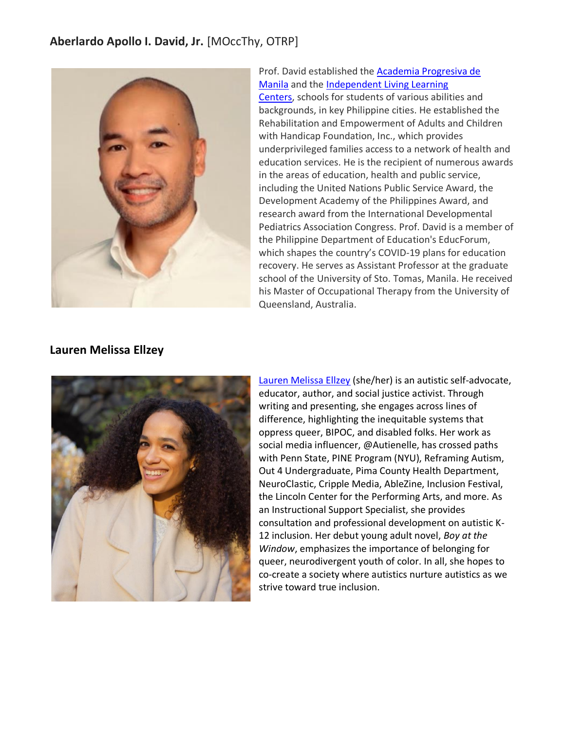## Aberlardo Apollo I. David, Jr. [MOccThy, OTRP]

Prof. David established the Academia Progresiva de Manila and the Independent Living Learning Centers, schools for students of various abilities and backgrounds, in key Philippine cities. He established the Rehabilitation and Empowerment of Adults and Children with Handicap Foundation, Inc., which provides underprivileged families access to a network of health and education services. He is the recipient of numerous awards in the areas of education, health and public service, including the United Nations Public Service Award, the Development Academy of the Philippines Award, and research award from the International Developmental Pediatrics Association Congress. Prof. David is a member of the Philippine Department of Education's EducForum, which shapes the country's COVID-19 plans for education recovery. He serves as Assistant Professor at the graduate school of the University of Sto. Tomas, Manila. He received his Master of Occupational Therapy from the University of Queensland, Australia.

## Lauren Melissa Ellzey

Lauren Melissa Ellzey (she/her) is an autistic self-advocate, educator, author, and social justice activist. Through writing and presenting, she engages across lines of difference, highlighting the inequitable systems that oppress queer, BIPOC, and disabled folks. Her work as social media influencer, @Autienelle, has crossed paths with Penn State, PINE Program (NYU), Reframing Autism, Out 4 Undergraduate, Pima County Health Department, NeuroClastic, Cripple Media, AbleZine, Inclusion Festival, the Lincoln Center for the Performing Arts, and more. As an Instructional Support Specialist, she provides consultation and professional development on autistic K-12 inclusion. Her debut young adult novel, *Boy at the Window*, emphasizes the importance of belonging for queer, neurodivergent youth of color. In all, she hopes to co-create a society where autistics nurture autistics as we strive toward true inclusion.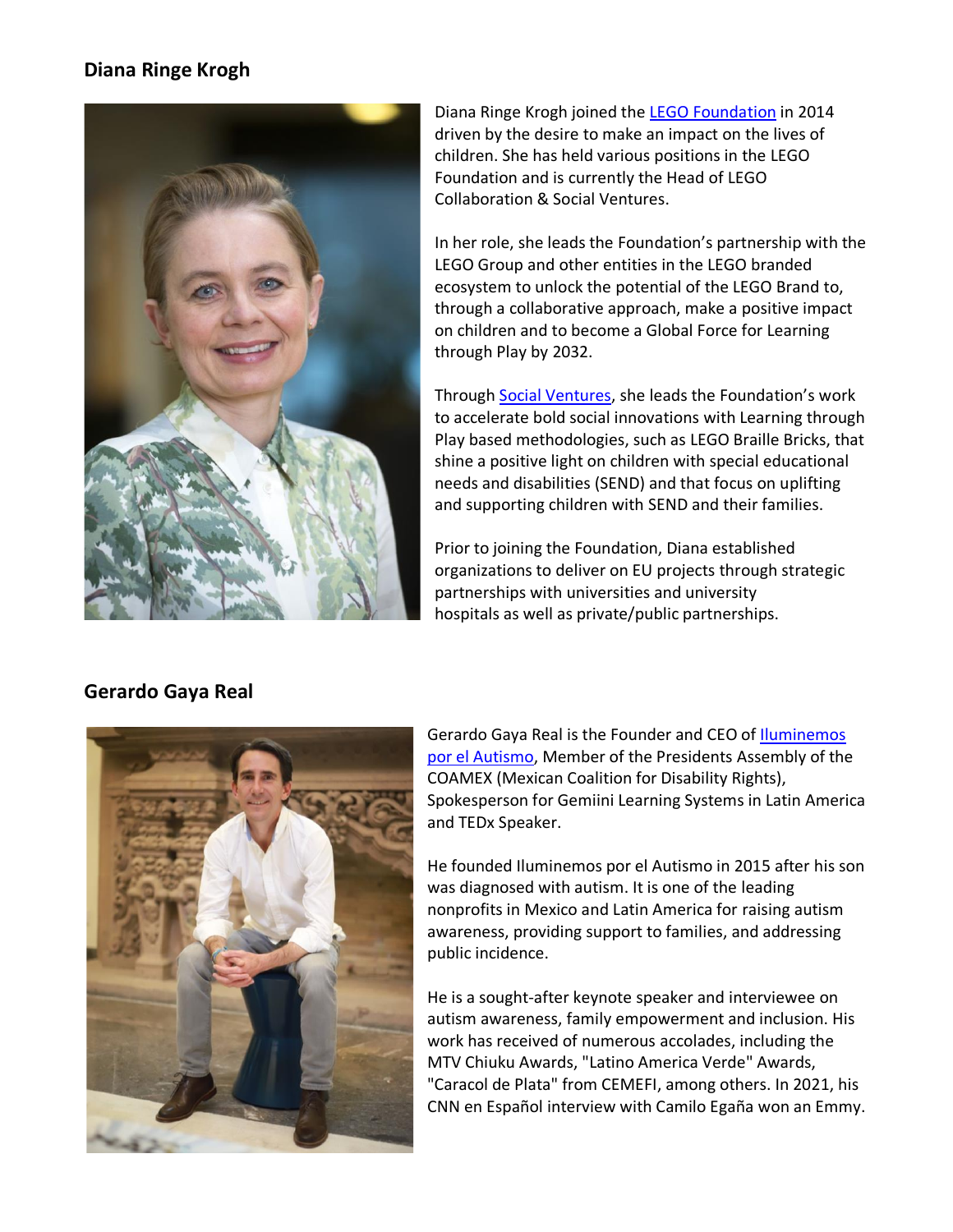## Diana Ringe Krogh

Diana Ringe Krogh joined the LEGO Foundation in 2014 driven by the desire to make an impact on the lives of children. She has held various positions in the LEGO Foundation and is currently the Head of LEGO Collaboration & Social Ventures.

In her role, she leads the Foundation's partnership with the LEGO Group and other entities in the LEGO branded ecosystem to unlock the potential of the LEGO Brand to, through a collaborative approach, make a positive impact on children and to become a Global Force for Learning through Play by 2032.

Through Social Ventures, she leads the Foundation's work to accelerate bold social innovations with Learning through Play based methodologies, such as LEGO Braille Bricks, that shine a positive light on children with special educational needs and disabilities (SEND) and that focus on uplifting and supporting children with SEND and their families.

Prior to joining the Foundation, Diana established organizations to deliver on EU projects through strategic partnerships with universities and university hospitals as well as private/public partnerships.

## Gerardo Gaya Real

Gerardo Gaya Real is the Founder and CEO of Iluminemos por el Autismo, Member of the Presidents Assembly of the COAMEX (Mexican Coalition for Disability Rights), Spokesperson for Gemiini Learning Systems in Latin America and TEDx Speaker.

He founded Iluminemos por el Autismo in 2015 after his son was diagnosed with autism. It is one of the leading nonprofits in Mexico and Latin America for raising autism awareness, providing support to families, and addressing public incidence.

He is a sought-after keynote speaker and interviewee on autism awareness, family empowerment and inclusion. His work has received of numerous accolades, including the MTV Chiuku Awards, "Latino America Verde" Awards, "Caracol de Plata" from CEMEFI, among others. In 2021, his CNN en Español interview with Camilo Egaña won an Emmy.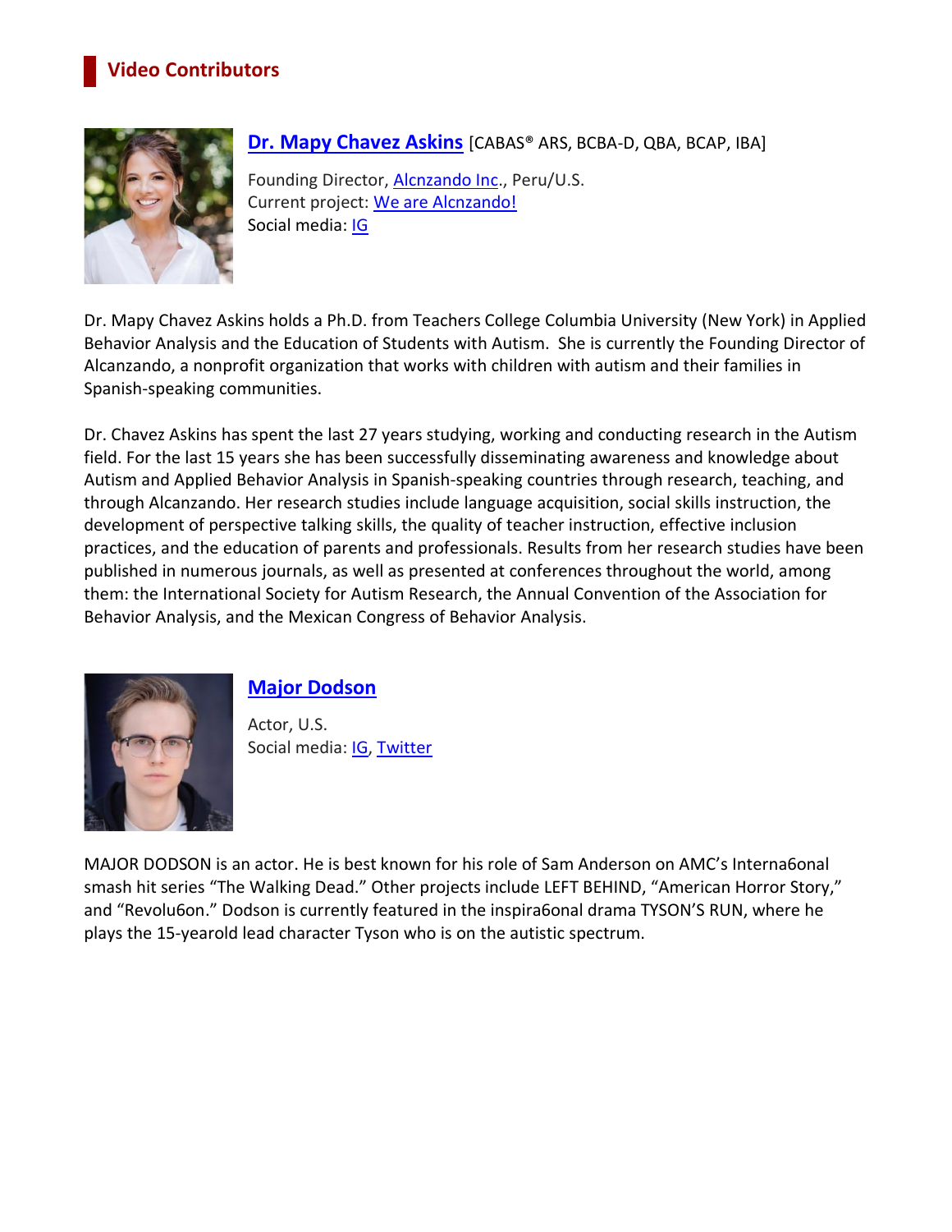## Video Contributors

### Dr. Mapy Chavez Askins [CABAS® ARS, BCBA-D, QBA, BCAP, IBA]

Founding Director, Alcnzando Inc., Peru/U.S.
Current project: We are Alcnzando!
Social media: IG

Dr. Mapy Chavez Askins holds a Ph.D. from Teachers College Columbia University (New York) in Applied Behavior Analysis and the Education of Students with Autism. She is currently the Founding Director of Alcanzando, a nonprofit organization that works with children with autism and their families in Spanish-speaking communities.

Dr. Chavez Askins has spent the last 27 years studying, working and conducting research in the Autism field. For the last 15 years she has been successfully disseminating awareness and knowledge about Autism and Applied Behavior Analysis in Spanish-speaking countries through research, teaching, and through Alcanzando. Her research studies include language acquisition, social skills instruction, the development of perspective talking skills, the quality of teacher instruction, effective inclusion practices, and the education of parents and professionals. Results from her research studies have been published in numerous journals, as well as presented at conferences throughout the world, among them: the International Society for Autism Research, the Annual Convention of the Association for Behavior Analysis, and the Mexican Congress of Behavior Analysis.

### Major Dodson

Actor, U.S.
Social media: IG, Twitter

MAJOR DODSON is an actor. He is best known for his role of Sam Anderson on AMC's Interna6onal smash hit series "The Walking Dead." Other projects include LEFT BEHIND, "American Horror Story," and "Revolu6on." Dodson is currently featured in the inspira6onal drama TYSON'S RUN, where he plays the 15-yearold lead character Tyson who is on the autistic spectrum.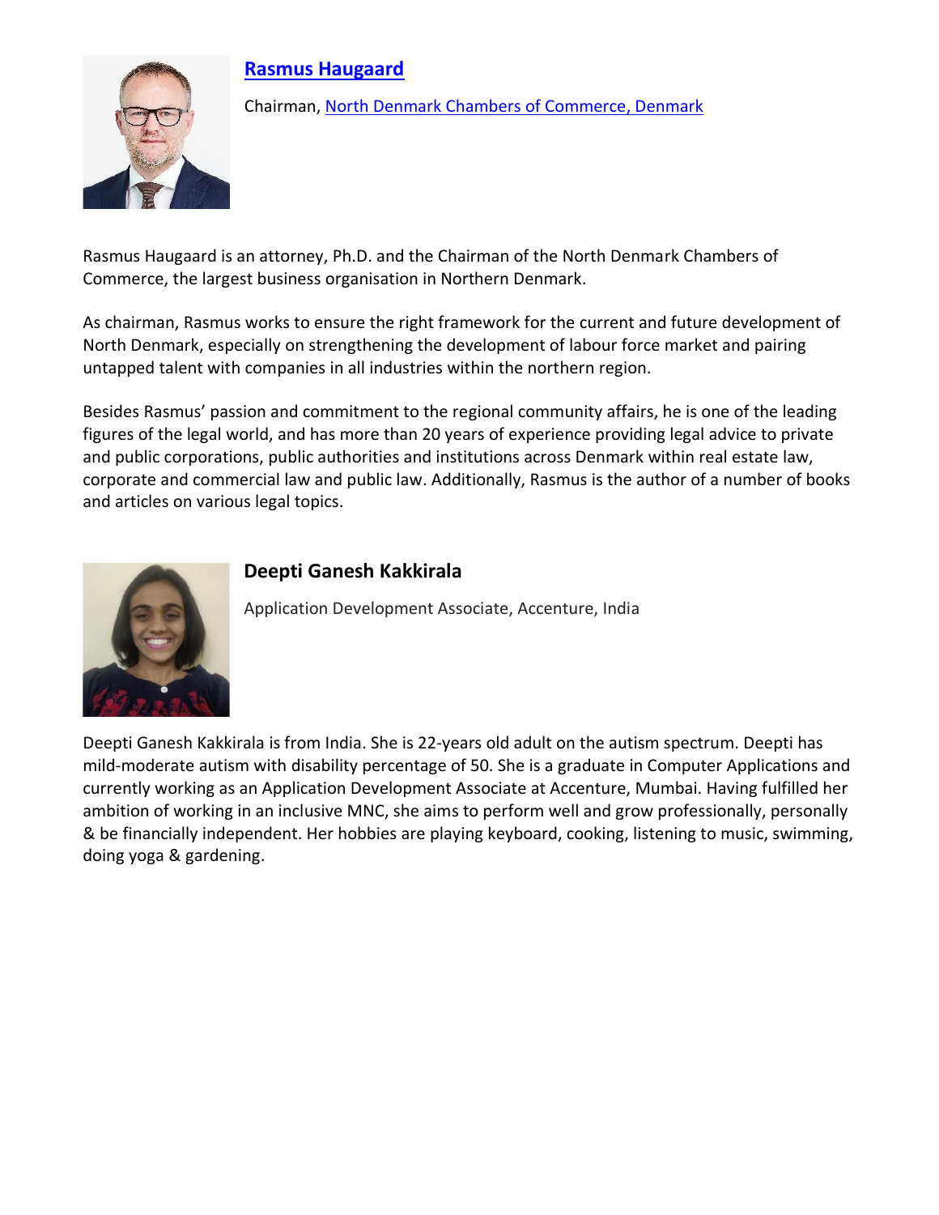## Rasmus Haugaard

Chairman, North Denmark Chambers of Commerce, Denmark

Rasmus Haugaard is an attorney, Ph.D. and the Chairman of the North Denmark Chambers of Commerce, the largest business organisation in Northern Denmark.

As chairman, Rasmus works to ensure the right framework for the current and future development of North Denmark, especially on strengthening the development of labour force market and pairing untapped talent with companies in all industries within the northern region.

Besides Rasmus' passion and commitment to the regional community affairs, he is one of the leading figures of the legal world, and has more than 20 years of experience providing legal advice to private and public corporations, public authorities and institutions across Denmark within real estate law, corporate and commercial law and public law. Additionally, Rasmus is the author of a number of books and articles on various legal topics.

## Deepti Ganesh Kakkirala

Application Development Associate, Accenture, India

Deepti Ganesh Kakkirala is from India. She is 22-years old adult on the autism spectrum. Deepti has mild-moderate autism with disability percentage of 50. She is a graduate in Computer Applications and currently working as an Application Development Associate at Accenture, Mumbai. Having fulfilled her ambition of working in an inclusive MNC, she aims to perform well and grow professionally, personally & be financially independent. Her hobbies are playing keyboard, cooking, listening to music, swimming, doing yoga & gardening.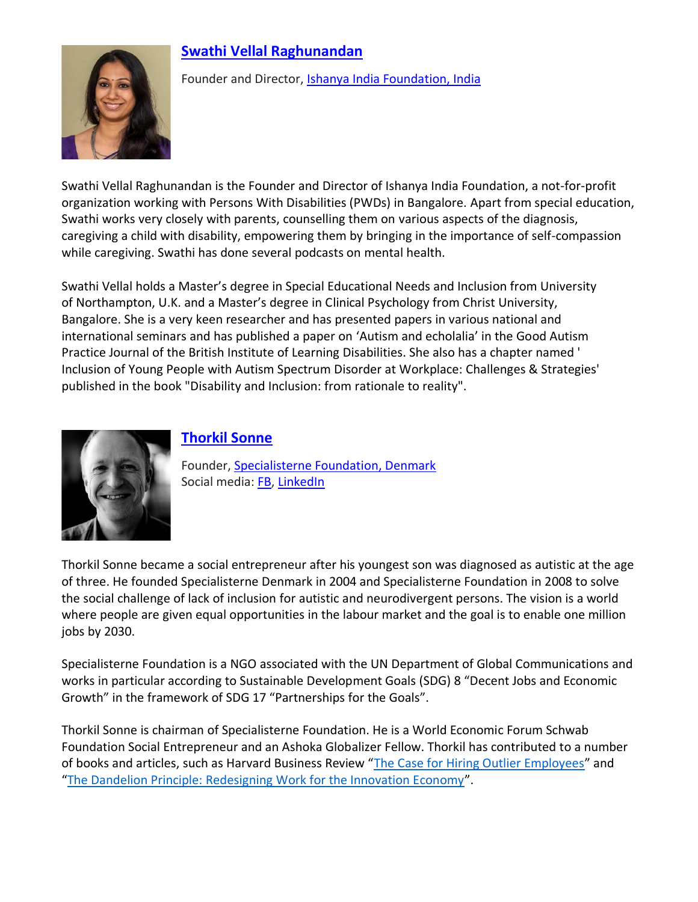## Swathi Vellal Raghunandan

Founder and Director, Ishanya India Foundation, India

Swathi Vellal Raghunandan is the Founder and Director of Ishanya India Foundation, a not-for-profit organization working with Persons With Disabilities (PWDs) in Bangalore. Apart from special education, Swathi works very closely with parents, counselling them on various aspects of the diagnosis, caregiving a child with disability, empowering them by bringing in the importance of self-compassion while caregiving. Swathi has done several podcasts on mental health.

Swathi Vellal holds a Master's degree in Special Educational Needs and Inclusion from University of Northampton, U.K. and a Master's degree in Clinical Psychology from Christ University, Bangalore. She is a very keen researcher and has presented papers in various national and international seminars and has published a paper on 'Autism and echolalia' in the Good Autism Practice Journal of the British Institute of Learning Disabilities. She also has a chapter named ' Inclusion of Young People with Autism Spectrum Disorder at Workplace: Challenges & Strategies' published in the book "Disability and Inclusion: from rationale to reality".

## Thorkil Sonne

Founder, Specialisterne Foundation, Denmark
Social media: FB, LinkedIn

Thorkil Sonne became a social entrepreneur after his youngest son was diagnosed as autistic at the age of three. He founded Specialisterne Denmark in 2004 and Specialisterne Foundation in 2008 to solve the social challenge of lack of inclusion for autistic and neurodivergent persons. The vision is a world where people are given equal opportunities in the labour market and the goal is to enable one million jobs by 2030.

Specialisterne Foundation is a NGO associated with the UN Department of Global Communications and works in particular according to Sustainable Development Goals (SDG) 8 "Decent Jobs and Economic Growth" in the framework of SDG 17 "Partnerships for the Goals".

Thorkil Sonne is chairman of Specialisterne Foundation. He is a World Economic Forum Schwab Foundation Social Entrepreneur and an Ashoka Globalizer Fellow. Thorkil has contributed to a number of books and articles, such as Harvard Business Review "The Case for Hiring Outlier Employees" and "The Dandelion Principle: Redesigning Work for the Innovation Economy".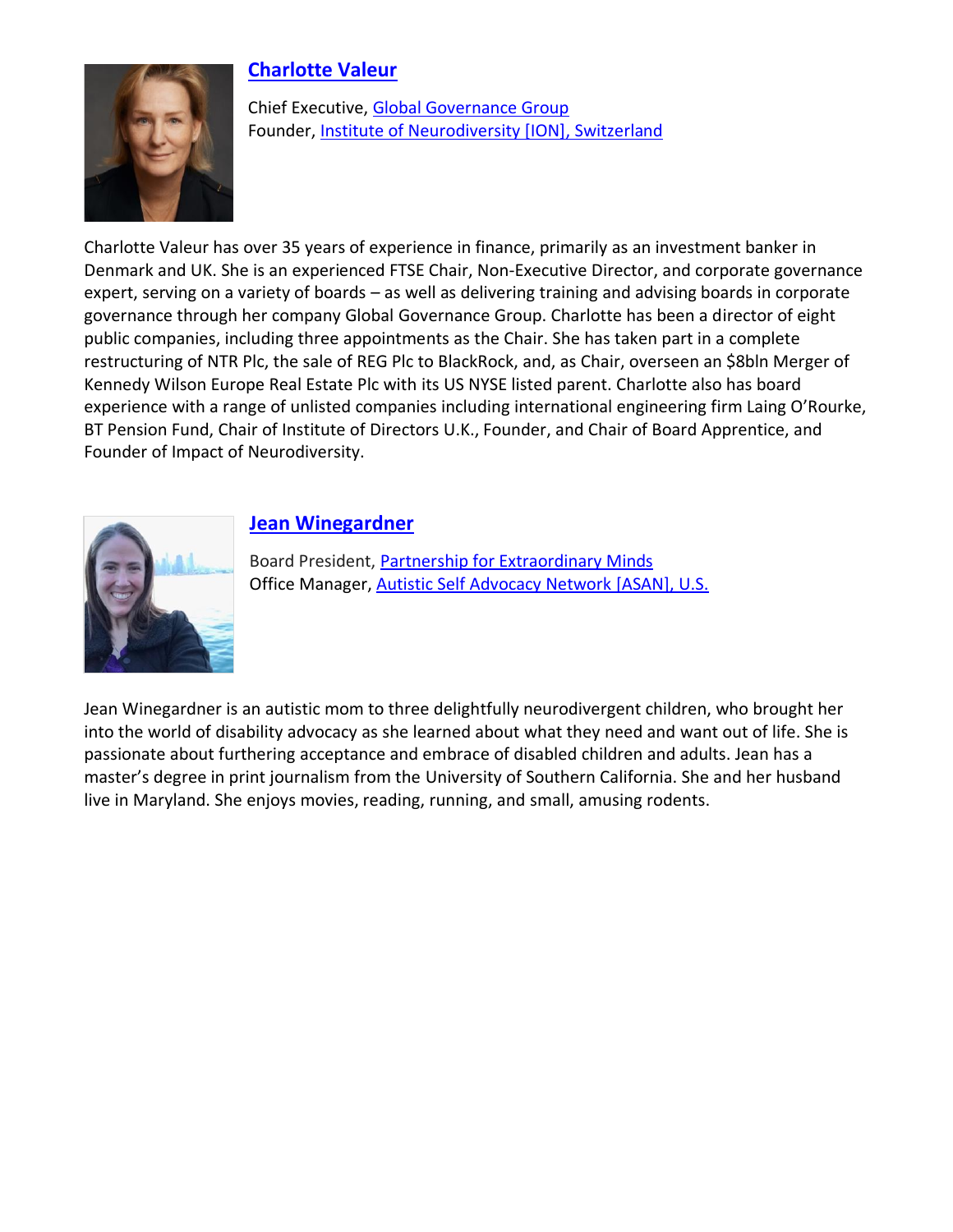## Charlotte Valeur

Chief Executive, Global Governance Group
Founder, Institute of Neurodiversity [ION], Switzerland

Charlotte Valeur has over 35 years of experience in finance, primarily as an investment banker in Denmark and UK. She is an experienced FTSE Chair, Non-Executive Director, and corporate governance expert, serving on a variety of boards – as well as delivering training and advising boards in corporate governance through her company Global Governance Group. Charlotte has been a director of eight public companies, including three appointments as the Chair. She has taken part in a complete restructuring of NTR Plc, the sale of REG Plc to BlackRock, and, as Chair, overseen an $8bln Merger of Kennedy Wilson Europe Real Estate Plc with its US NYSE listed parent. Charlotte also has board experience with a range of unlisted companies including international engineering firm Laing O'Rourke, BT Pension Fund, Chair of Institute of Directors U.K., Founder, and Chair of Board Apprentice, and Founder of Impact of Neurodiversity.

## Jean Winegardner

Board President, Partnership for Extraordinary Minds
Office Manager, Autistic Self Advocacy Network [ASAN], U.S.

Jean Winegardner is an autistic mom to three delightfully neurodivergent children, who brought her into the world of disability advocacy as she learned about what they need and want out of life. She is passionate about furthering acceptance and embrace of disabled children and adults. Jean has a master's degree in print journalism from the University of Southern California. She and her husband live in Maryland. She enjoys movies, reading, running, and small, amusing rodents.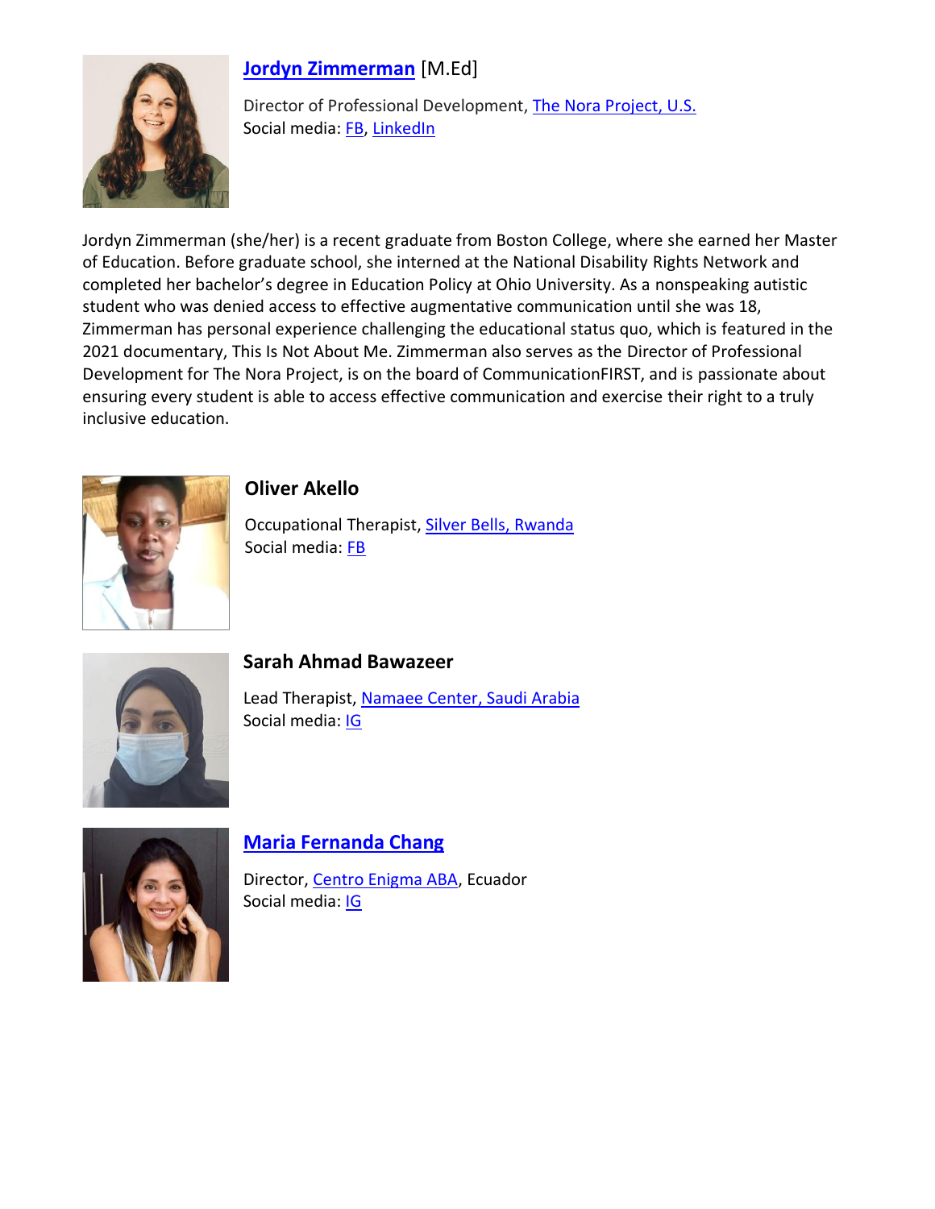### Jordyn Zimmerman [M.Ed]

Director of Professional Development, The Nora Project, U.S.
Social media: FB, LinkedIn

Jordyn Zimmerman (she/her) is a recent graduate from Boston College, where she earned her Master of Education. Before graduate school, she interned at the National Disability Rights Network and completed her bachelor's degree in Education Policy at Ohio University. As a nonspeaking autistic student who was denied access to effective augmentative communication until she was 18, Zimmerman has personal experience challenging the educational status quo, which is featured in the 2021 documentary, This Is Not About Me. Zimmerman also serves as the Director of Professional Development for The Nora Project, is on the board of CommunicationFIRST, and is passionate about ensuring every student is able to access effective communication and exercise their right to a truly inclusive education.

### Oliver Akello

Occupational Therapist, Silver Bells, Rwanda
Social media: FB

### Sarah Ahmad Bawazeer

Lead Therapist, Namaee Center, Saudi Arabia
Social media: IG

### Maria Fernanda Chang

Director, Centro Enigma ABA, Ecuador
Social media: IG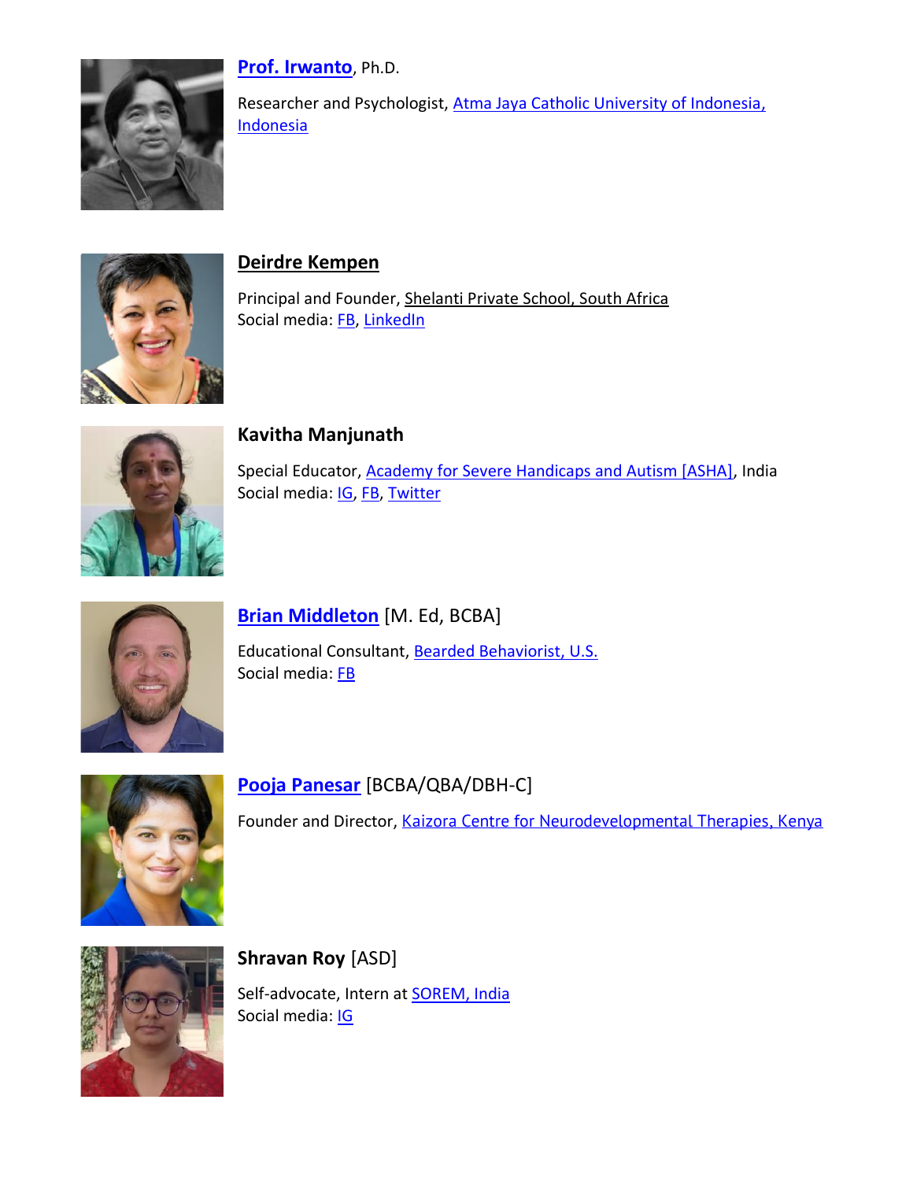**Prof. Irwanto**, Ph.D.

Researcher and Psychologist, Atma Jaya Catholic University of Indonesia, Indonesia

**Deirdre Kempen**

Principal and Founder, Shelanti Private School, South Africa
Social media: FB, LinkedIn

**Kavitha Manjunath**

Special Educator, Academy for Severe Handicaps and Autism [ASHA], India
Social media: IG, FB, Twitter

**Brian Middleton** [M. Ed, BCBA]

Educational Consultant, Bearded Behaviorist, U.S.
Social media: FB

**Pooja Panesar** [BCBA/QBA/DBH-C]

Founder and Director, Kaizora Centre for Neurodevelopmental Therapies, Kenya

**Shravan Roy** [ASD]

Self-advocate, Intern at SOREM, India
Social media: IG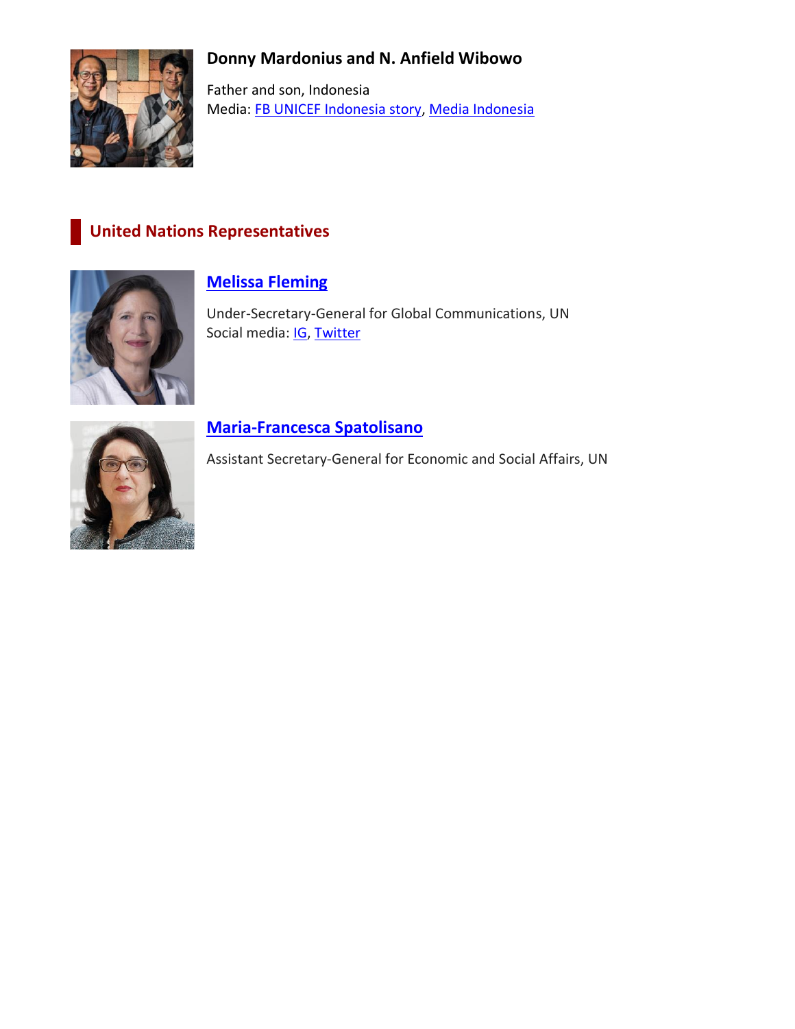### Donny Mardonius and N. Anfield Wibowo

Father and son, Indonesia
Media: FB UNICEF Indonesia story, Media Indonesia

## United Nations Representatives

### Melissa Fleming

Under-Secretary-General for Global Communications, UN
Social media: IG, Twitter

### Maria-Francesca Spatolisano

Assistant Secretary-General for Economic and Social Affairs, UN